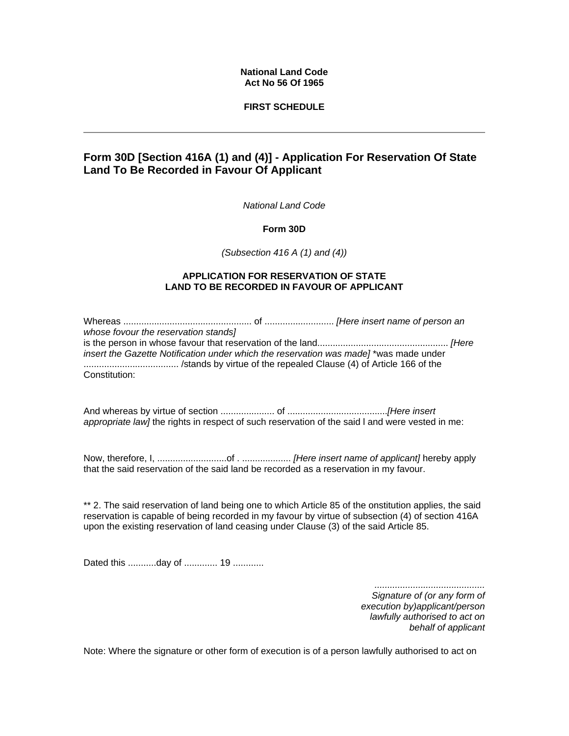**National Land Code**
**Act No 56 Of 1965**

**FIRST SCHEDULE**

---

## Form 30D [Section 416A (1) and (4)] - Application For Reservation Of State Land To Be Recorded in Favour Of Applicant

*National Land Code*

**Form 30D**

*(Subsection 416 A (1) and (4))*

**APPLICATION FOR RESERVATION OF STATE LAND TO BE RECORDED IN FAVOUR OF APPLICANT**

Whereas .................................................. of ........................... *[Here insert name of person an whose fovour the reservation stands]*
is the person in whose favour that reservation of the land.................................................. *[Here insert the Gazette Notification under which the reservation was made]* *was made under .................................... /stands by virtue of the repealed Clause (4) of Article 166 of the Constitution:

And whereas by virtue of section ..................... of .......................................*[Here insert appropriate law]* the rights in respect of such reservation of the said l and were vested in me:

Now, therefore, I, ...........................of . ................... *[Here insert name of applicant]* hereby apply that the said reservation of the said land be recorded as a reservation in my favour.

** 2. The said reservation of land being one to which Article 85 of the onstitution applies, the said reservation is capable of being recorded in my favour by virtue of subsection (4) of section 416A upon the existing reservation of land ceasing under Clause (3) of the said Article 85.

Dated this ...........day of ............. 19 ............

*..........................................*
*Signature of (or any form of execution by)applicant/person lawfully authorised to act on behalf of applicant*

Note: Where the signature or other form of execution is of a person lawfully authorised to act on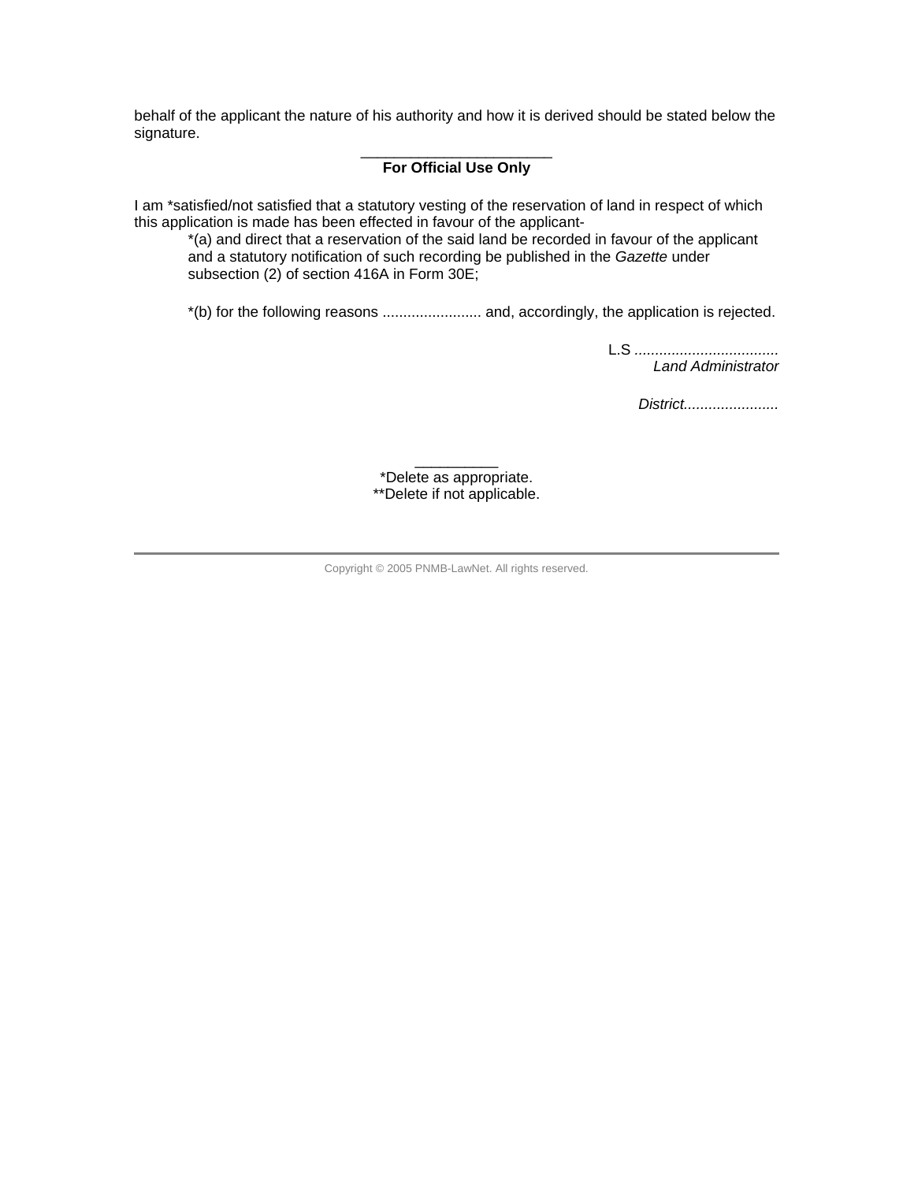behalf of the applicant the nature of his authority and how it is derived should be stated below the signature.

______________________

**For Official Use Only**

I am *satisfied/not satisfied that a statutory vesting of the reservation of land in respect of which this application is made has been effected in favour of the applicant-

*(a) and direct that a reservation of the said land be recorded in favour of the applicant and a statutory notification of such recording be published in the *Gazette* under subsection (2) of section 416A in Form 30E;

*(b) for the following reasons ........................ and, accordingly, the application is rejected.

L.S ..................................
*Land Administrator*

*District......................*

__________

*Delete as appropriate.
**Delete if not applicable.

Copyright © 2005 PNMB-LawNet. All rights reserved.